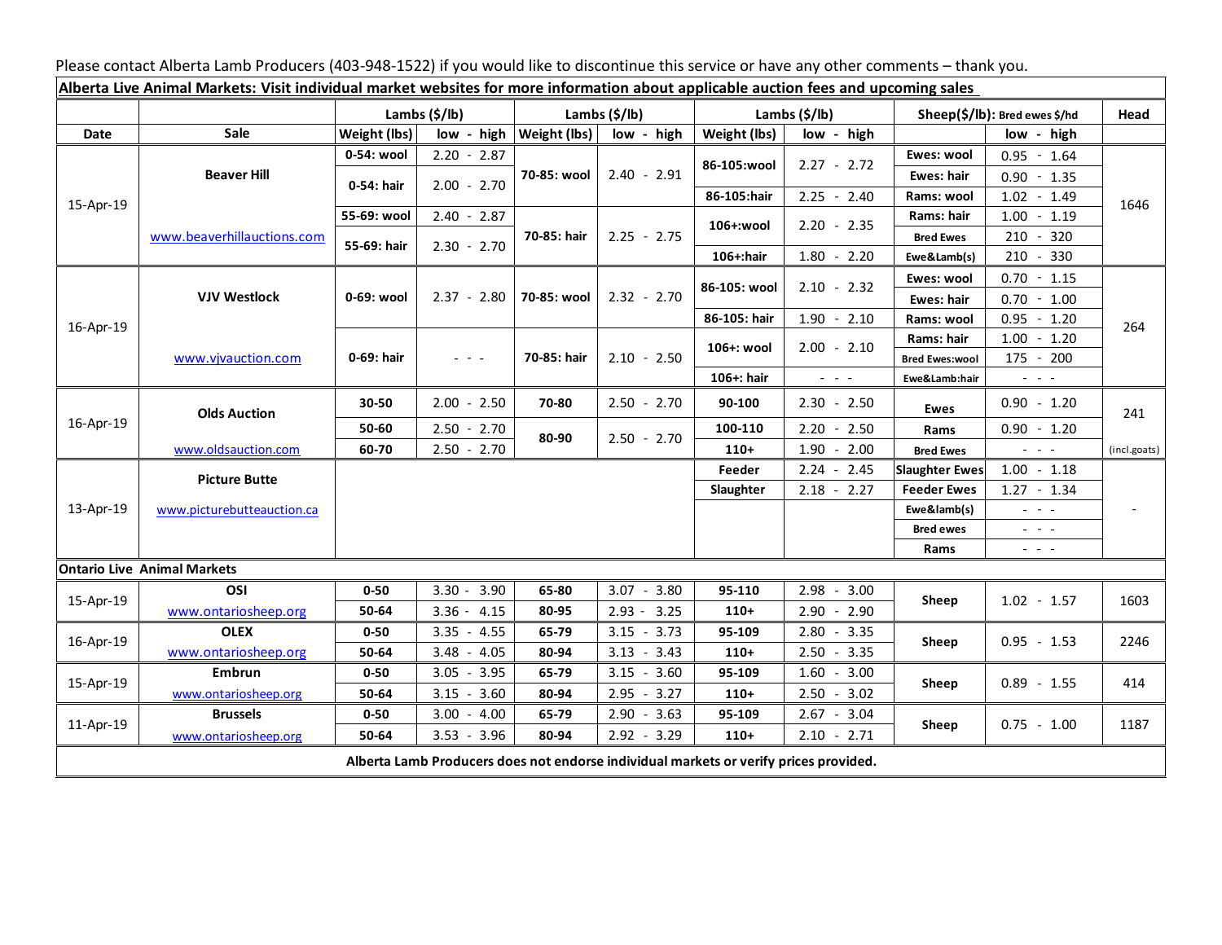Please contact Alberta Lamb Producers (403-948-1522) if you would like to discontinue this service or have any other comments – thank you.

**Alberta Live Animal Markets: Visit individual market websites for more information about applicable auction fees and upcoming sales**

| | | Lambs ($/lb) | | Lambs ($/lb) | | Lambs ($/lb) | | Sheep($/lb): Bred ewes $/hd | | Head |
|---|---|---|---|---|---|---|---|---|---|---|
| **Date** | **Sale** | **Weight (lbs)** | **low - high** | **Weight (lbs)** | **low - high** | **Weight (lbs)** | **low - high** | | **low - high** | |
| 15-Apr-19 | **Beaver Hill** www.beaverhillauctions.com | 0-54: wool | 2.20 - 2.87 | 70-85: wool | 2.40 - 2.91 | 86-105:wool | 2.27 - 2.72 | Ewes: wool | 0.95 - 1.64 | 1646 |
| | | 0-54: hair | 2.00 - 2.70 | | | | | Ewes: hair | 0.90 - 1.35 | |
| | | | | | | 86-105:hair | 2.25 - 2.40 | Rams: wool | 1.02 - 1.49 | |
| | | 55-69: wool | 2.40 - 2.87 | 70-85: hair | 2.25 - 2.75 | 106+:wool | 2.20 - 2.35 | Rams: hair | 1.00 - 1.19 | |
| | | 55-69: hair | 2.30 - 2.70 | | | | | Bred Ewes | 210 - 320 | |
| | | | | | | 106+:hair | 1.80 - 2.20 | Ewe&Lamb(s) | 210 - 330 | |
| 16-Apr-19 | **VJV Westlock** www.vjvauction.com | 0-69: wool | 2.37 - 2.80 | 70-85: wool | 2.32 - 2.70 | 86-105: wool | 2.10 - 2.32 | Ewes: wool | 0.70 - 1.15 | 264 |
| | | | | | | | | Ewes: hair | 0.70 - 1.00 | |
| | | | | | | 86-105: hair | 1.90 - 2.10 | Rams: wool | 0.95 - 1.20 | |
| | | 0-69: hair | - - - | 70-85: hair | 2.10 - 2.50 | 106+: wool | 2.00 - 2.10 | Rams: hair | 1.00 - 1.20 | |
| | | | | | | | | Bred Ewes:wool | 175 - 200 | |
| | | | | | | 106+: hair | - - - | Ewe&Lamb:hair | - - - | |
| 16-Apr-19 | **Olds Auction** www.oldsauction.com | 30-50 | 2.00 - 2.50 | 70-80 | 2.50 - 2.70 | 90-100 | 2.30 - 2.50 | Ewes | 0.90 - 1.20 | 241 (incl.goats) |
| | | 50-60 | 2.50 - 2.70 | 80-90 | 2.50 - 2.70 | 100-110 | 2.20 - 2.50 | Rams | 0.90 - 1.20 | |
| | | 60-70 | 2.50 - 2.70 | | | 110+ | 1.90 - 2.00 | Bred Ewes | - - - | |
| 13-Apr-19 | **Picture Butte** www.picturebutteauction.ca | | | | | Feeder | 2.24 - 2.45 | Slaughter Ewes | 1.00 - 1.18 | - |
| | | | | | | Slaughter | 2.18 - 2.27 | Feeder Ewes | 1.27 - 1.34 | |
| | | | | | | | | Ewe&lamb(s) | - - - | |
| | | | | | | | | Bred ewes | - - - | |
| | | | | | | | | Rams | - - - | |
| **Ontario Live Animal Markets** | | | | | | | | | | |
| 15-Apr-19 | **OSI** www.ontariosheep.org | 0-50 | 3.30 - 3.90 | 65-80 | 3.07 - 3.80 | 95-110 | 2.98 - 3.00 | Sheep | 1.02 - 1.57 | 1603 |
| | | 50-64 | 3.36 - 4.15 | 80-95 | 2.93 - 3.25 | 110+ | 2.90 - 2.90 | | | |
| 16-Apr-19 | **OLEX** www.ontariosheep.org | 0-50 | 3.35 - 4.55 | 65-79 | 3.15 - 3.73 | 95-109 | 2.80 - 3.35 | Sheep | 0.95 - 1.53 | 2246 |
| | | 50-64 | 3.48 - 4.05 | 80-94 | 3.13 - 3.43 | 110+ | 2.50 - 3.35 | | | |
| 15-Apr-19 | **Embrun** www.ontariosheep.org | 0-50 | 3.05 - 3.95 | 65-79 | 3.15 - 3.60 | 95-109 | 1.60 - 3.00 | Sheep | 0.89 - 1.55 | 414 |
| | | 50-64 | 3.15 - 3.60 | 80-94 | 2.95 - 3.27 | 110+ | 2.50 - 3.02 | | | |
| 11-Apr-19 | **Brussels** www.ontariosheep.org | 0-50 | 3.00 - 4.00 | 65-79 | 2.90 - 3.63 | 95-109 | 2.67 - 3.04 | Sheep | 0.75 - 1.00 | 1187 |
| | | 50-64 | 3.53 - 3.96 | 80-94 | 2.92 - 3.29 | 110+ | 2.10 - 2.71 | | | |

**Alberta Lamb Producers does not endorse individual markets or verify prices provided.**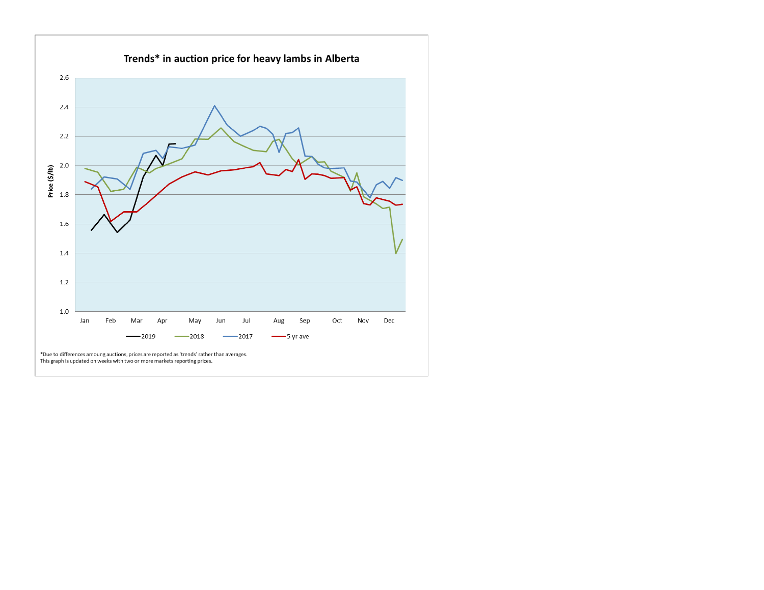**Trends* in auction price for heavy lambs in Alberta**

Price ($/lb)

2.6
2.4
2.2
2.0
1.8
1.6
1.4
1.2
1.0

Jan Feb Mar Apr May Jun Jul Aug Sep Oct Nov Dec

2019 2018 2017 5 yr ave

*Due to differences amoung auctions, prices are reported as 'trends' rather than averages.
This graph is updated on weeks with two or more markets reporting prices.